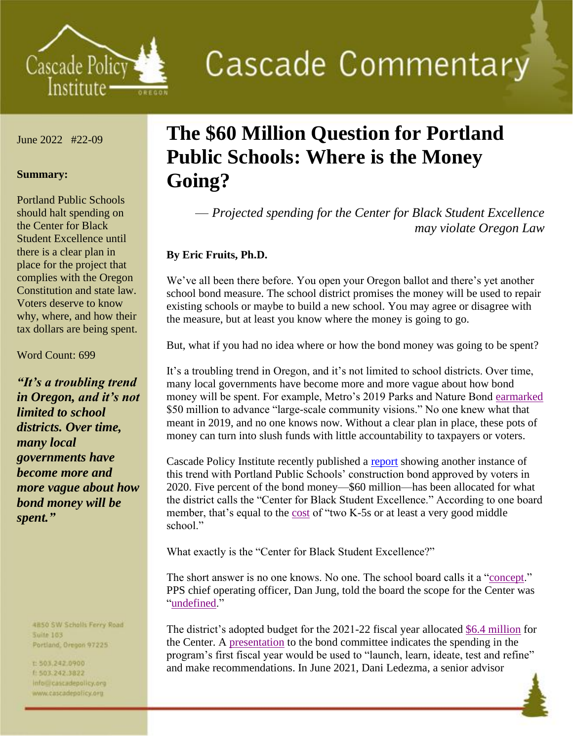# Cascade Commentary

June 2022 #22-09

**Summary:**

Portland Public Schools should halt spending on the Center for Black Student Excellence until there is a clear plan in place for the project that complies with the Oregon Constitution and state law. Voters deserve to know why, where, and how their tax dollars are being spent.

Word Count: 699

***"It's a troubling trend in Oregon, and it's not limited to school districts. Over time, many local governments have become more and more vague about how bond money will be spent."***

4850 SW Scholls Ferry Road
Suite 103
Portland, Oregon 97225

t: 503.242.0900
f: 503.242.3822
info@cascadepolicy.org
www.cascadepolicy.org

# The $60 Million Question for Portland Public Schools: Where is the Money Going?

*— Projected spending for the Center for Black Student Excellence may violate Oregon Law*

**By Eric Fruits, Ph.D.**

We've all been there before. You open your Oregon ballot and there's yet another school bond measure. The school district promises the money will be used to repair existing schools or maybe to build a new school. You may agree or disagree with the measure, but at least you know where the money is going to go.

But, what if you had no idea where or how the bond money was going to be spent?

It's a troubling trend in Oregon, and it's not limited to school districts. Over time, many local governments have become more and more vague about how bond money will be spent. For example, Metro's 2019 Parks and Nature Bond earmarked $50 million to advance "large-scale community visions." No one knew what that meant in 2019, and no one knows now. Without a clear plan in place, these pots of money can turn into slush funds with little accountability to taxpayers or voters.

Cascade Policy Institute recently published a report showing another instance of this trend with Portland Public Schools' construction bond approved by voters in 2020. Five percent of the bond money—$60 million—has been allocated for what the district calls the "Center for Black Student Excellence." According to one board member, that's equal to the cost of "two K-5s or at least a very good middle school."

What exactly is the "Center for Black Student Excellence?"

The short answer is no one knows. No one. The school board calls it a "concept." PPS chief operating officer, Dan Jung, told the board the scope for the Center was "undefined."

The district's adopted budget for the 2021-22 fiscal year allocated $6.4 million for the Center. A presentation to the bond committee indicates the spending in the program's first fiscal year would be used to "launch, learn, ideate, test and refine" and make recommendations. In June 2021, Dani Ledezma, a senior advisor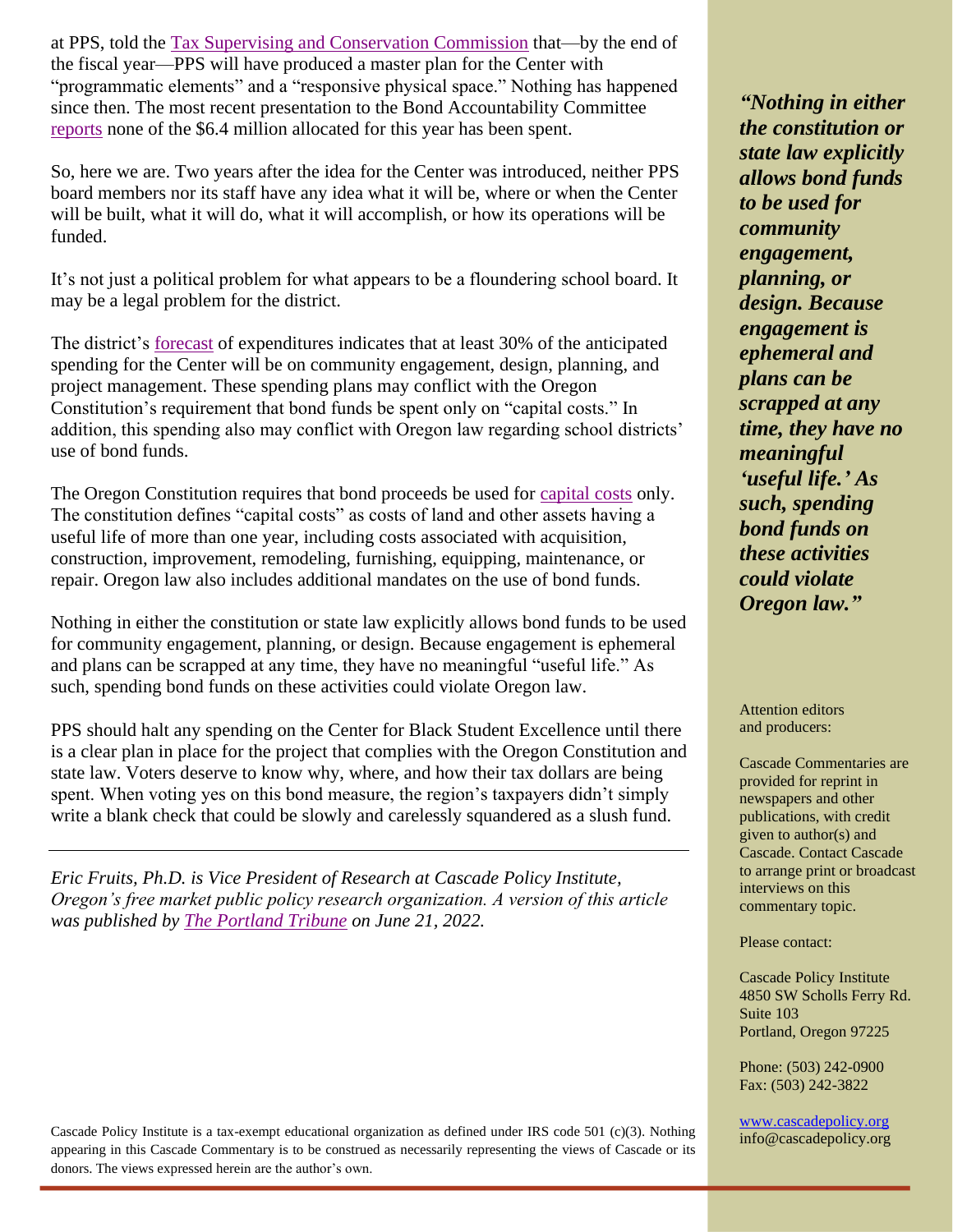at PPS, told the Tax Supervising and Conservation Commission that—by the end of the fiscal year—PPS will have produced a master plan for the Center with "programmatic elements" and a "responsive physical space." Nothing has happened since then. The most recent presentation to the Bond Accountability Committee reports none of the $6.4 million allocated for this year has been spent.

So, here we are. Two years after the idea for the Center was introduced, neither PPS board members nor its staff have any idea what it will be, where or when the Center will be built, what it will do, what it will accomplish, or how its operations will be funded.

It's not just a political problem for what appears to be a floundering school board. It may be a legal problem for the district.

The district's forecast of expenditures indicates that at least 30% of the anticipated spending for the Center will be on community engagement, design, planning, and project management. These spending plans may conflict with the Oregon Constitution's requirement that bond funds be spent only on "capital costs." In addition, this spending also may conflict with Oregon law regarding school districts' use of bond funds.

The Oregon Constitution requires that bond proceeds be used for capital costs only. The constitution defines "capital costs" as costs of land and other assets having a useful life of more than one year, including costs associated with acquisition, construction, improvement, remodeling, furnishing, equipping, maintenance, or repair. Oregon law also includes additional mandates on the use of bond funds.

Nothing in either the constitution or state law explicitly allows bond funds to be used for community engagement, planning, or design. Because engagement is ephemeral and plans can be scrapped at any time, they have no meaningful "useful life." As such, spending bond funds on these activities could violate Oregon law.

PPS should halt any spending on the Center for Black Student Excellence until there is a clear plan in place for the project that complies with the Oregon Constitution and state law. Voters deserve to know why, where, and how their tax dollars are being spent. When voting yes on this bond measure, the region's taxpayers didn't simply write a blank check that could be slowly and carelessly squandered as a slush fund.

***"Nothing in either the constitution or state law explicitly allows bond funds to be used for community engagement, planning, or design. Because engagement is ephemeral and plans can be scrapped at any time, they have no meaningful 'useful life.' As such, spending bond funds on these activities could violate Oregon law."***

---

*Eric Fruits, Ph.D. is Vice President of Research at Cascade Policy Institute, Oregon's free market public policy research organization. A version of this article was published by The Portland Tribune on June 21, 2022.*

Attention editors and producers:

Cascade Commentaries are provided for reprint in newspapers and other publications, with credit given to author(s) and Cascade. Contact Cascade to arrange print or broadcast interviews on this commentary topic.

Please contact:

Cascade Policy Institute
4850 SW Scholls Ferry Rd.
Suite 103
Portland, Oregon 97225

Phone: (503) 242-0900
Fax: (503) 242-3822

www.cascadepolicy.org
info@cascadepolicy.org

Cascade Policy Institute is a tax-exempt educational organization as defined under IRS code 501 (c)(3). Nothing appearing in this Cascade Commentary is to be construed as necessarily representing the views of Cascade or its donors. The views expressed herein are the author's own.